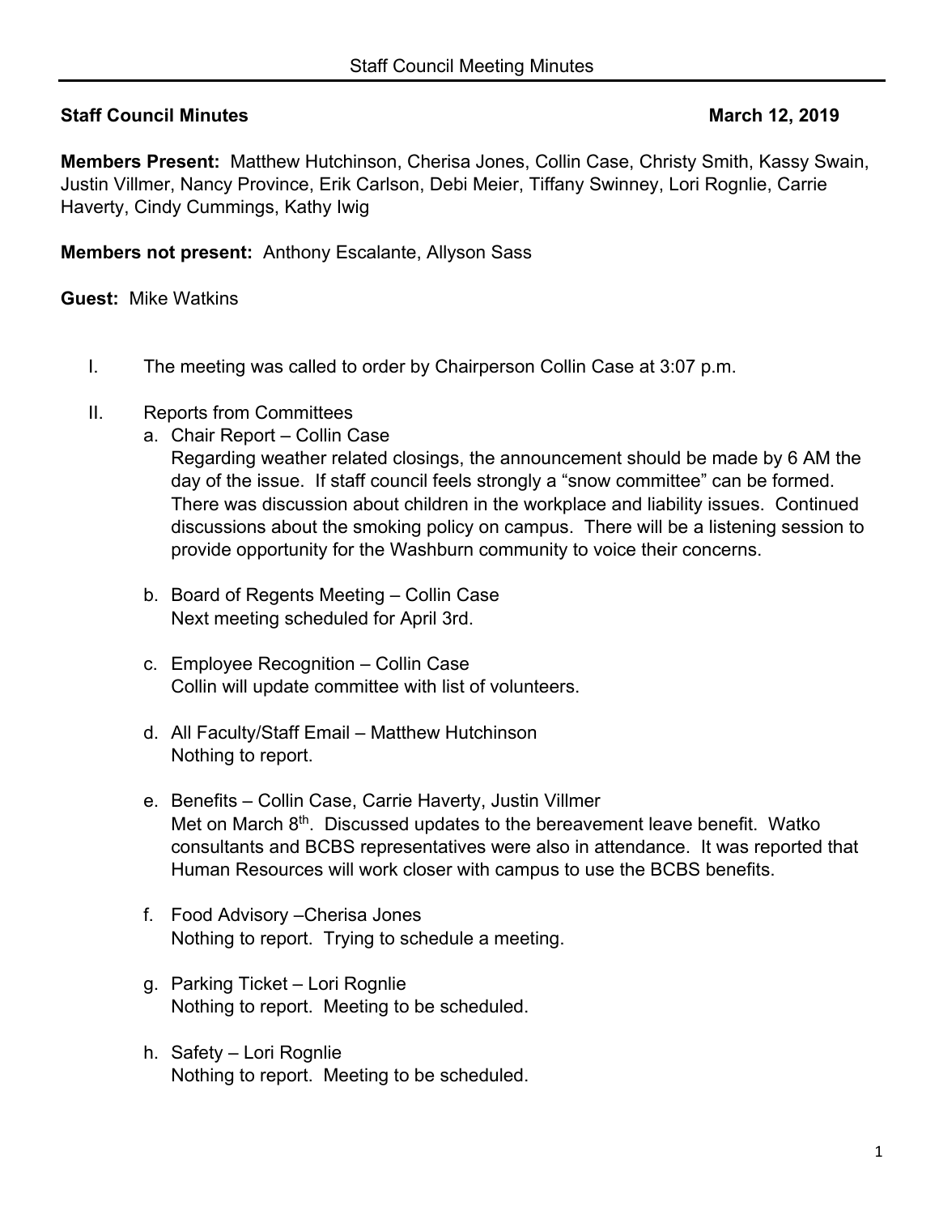**Staff Council Minutes** **March 12, 2019**

**Members Present:** Matthew Hutchinson, Cherisa Jones, Collin Case, Christy Smith, Kassy Swain, Justin Villmer, Nancy Province, Erik Carlson, Debi Meier, Tiffany Swinney, Lori Rognlie, Carrie Haverty, Cindy Cummings, Kathy Iwig

**Members not present:** Anthony Escalante, Allyson Sass

**Guest:** Mike Watkins

I. The meeting was called to order by Chairperson Collin Case at 3:07 p.m.

II. Reports from Committees

a. Chair Report – Collin Case
Regarding weather related closings, the announcement should be made by 6 AM the day of the issue. If staff council feels strongly a "snow committee" can be formed. There was discussion about children in the workplace and liability issues. Continued discussions about the smoking policy on campus. There will be a listening session to provide opportunity for the Washburn community to voice their concerns.

b. Board of Regents Meeting – Collin Case
Next meeting scheduled for April 3rd.

c. Employee Recognition – Collin Case
Collin will update committee with list of volunteers.

d. All Faculty/Staff Email – Matthew Hutchinson
Nothing to report.

e. Benefits – Collin Case, Carrie Haverty, Justin Villmer
Met on March 8th. Discussed updates to the bereavement leave benefit. Watko consultants and BCBS representatives were also in attendance. It was reported that Human Resources will work closer with campus to use the BCBS benefits.

f. Food Advisory –Cherisa Jones
Nothing to report. Trying to schedule a meeting.

g. Parking Ticket – Lori Rognlie
Nothing to report. Meeting to be scheduled.

h. Safety – Lori Rognlie
Nothing to report. Meeting to be scheduled.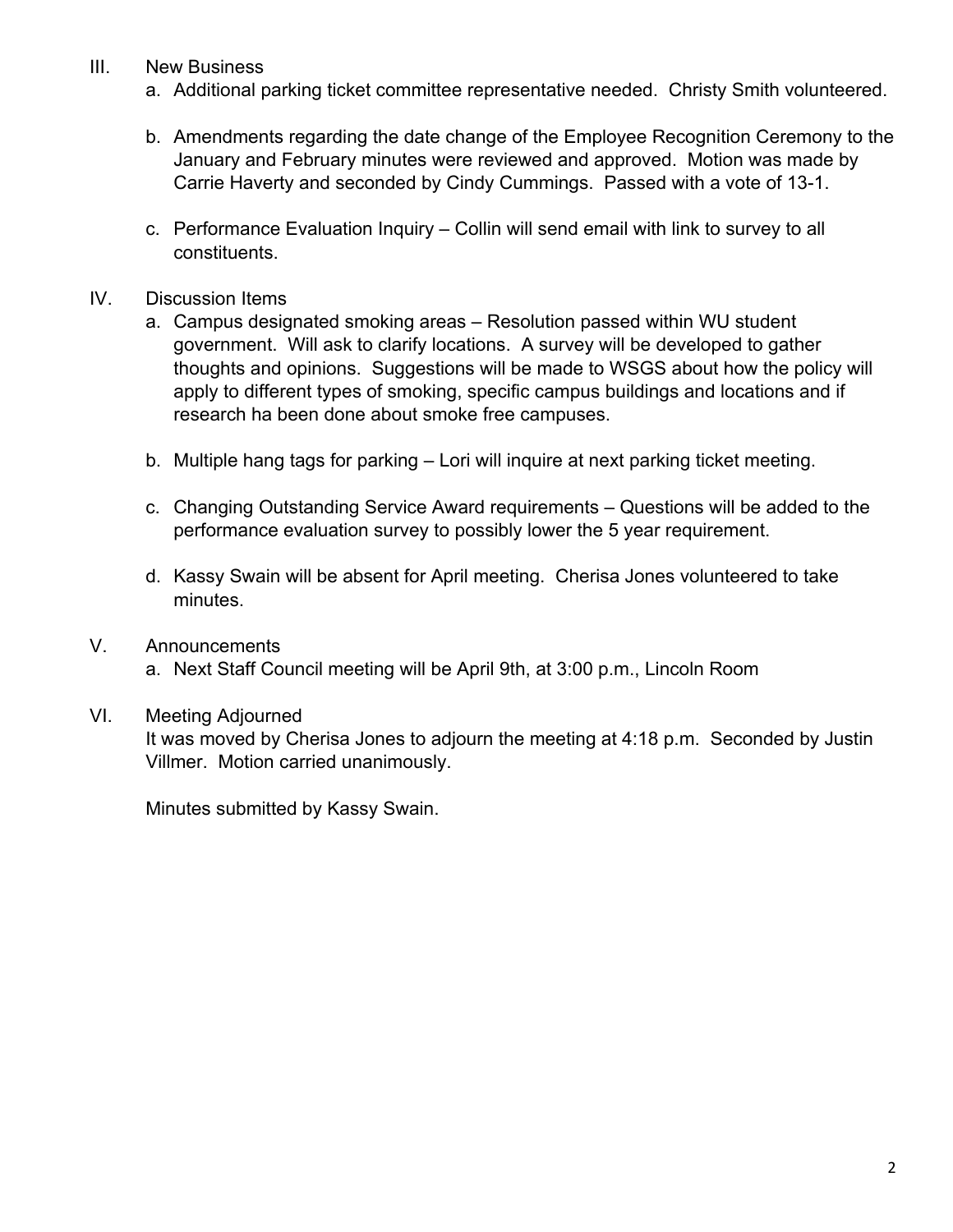III. New Business

   a. Additional parking ticket committee representative needed. Christy Smith volunteered.

   b. Amendments regarding the date change of the Employee Recognition Ceremony to the January and February minutes were reviewed and approved. Motion was made by Carrie Haverty and seconded by Cindy Cummings. Passed with a vote of 13-1.

   c. Performance Evaluation Inquiry – Collin will send email with link to survey to all constituents.

IV. Discussion Items

   a. Campus designated smoking areas – Resolution passed within WU student government. Will ask to clarify locations. A survey will be developed to gather thoughts and opinions. Suggestions will be made to WSGS about how the policy will apply to different types of smoking, specific campus buildings and locations and if research ha been done about smoke free campuses.

   b. Multiple hang tags for parking – Lori will inquire at next parking ticket meeting.

   c. Changing Outstanding Service Award requirements – Questions will be added to the performance evaluation survey to possibly lower the 5 year requirement.

   d. Kassy Swain will be absent for April meeting. Cherisa Jones volunteered to take minutes.

V. Announcements

   a. Next Staff Council meeting will be April 9th, at 3:00 p.m., Lincoln Room

VI. Meeting Adjourned

It was moved by Cherisa Jones to adjourn the meeting at 4:18 p.m. Seconded by Justin Villmer. Motion carried unanimously.

Minutes submitted by Kassy Swain.